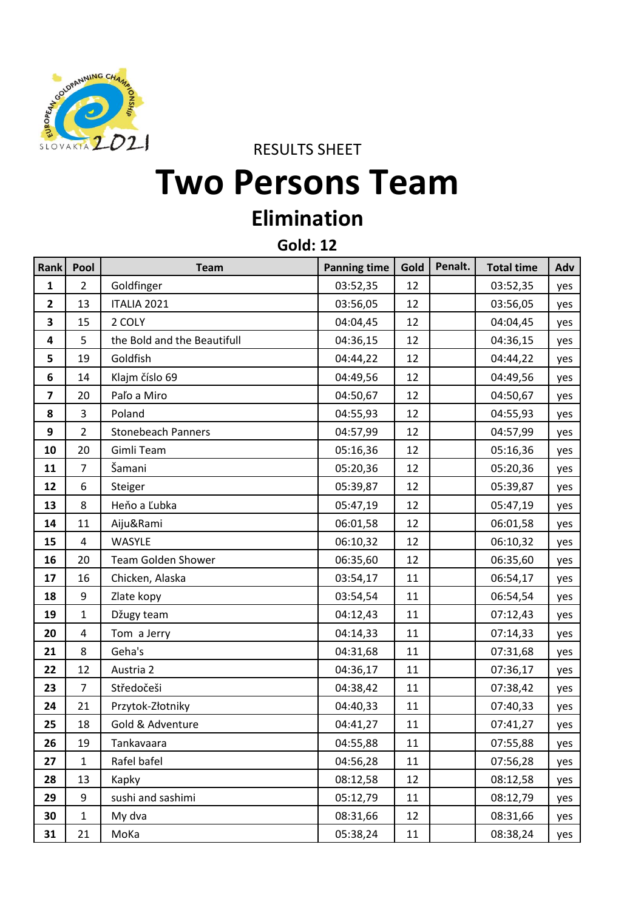RESULTS SHEET

# Two Persons Team

## Elimination

### Gold: 12

| Rank | Pool | Team | Panning time | Gold | Penalt. | Total time | Adv |
|---|---|---|---|---|---|---|---|
| 1 | 2 | Goldfinger | 03:52,35 | 12 | | 03:52,35 | yes |
| 2 | 13 | ITALIA 2021 | 03:56,05 | 12 | | 03:56,05 | yes |
| 3 | 15 | 2 COLY | 04:04,45 | 12 | | 04:04,45 | yes |
| 4 | 5 | the Bold and the Beautifull | 04:36,15 | 12 | | 04:36,15 | yes |
| 5 | 19 | Goldfish | 04:44,22 | 12 | | 04:44,22 | yes |
| 6 | 14 | Klajm číslo 69 | 04:49,56 | 12 | | 04:49,56 | yes |
| 7 | 20 | Paľo a Miro | 04:50,67 | 12 | | 04:50,67 | yes |
| 8 | 3 | Poland | 04:55,93 | 12 | | 04:55,93 | yes |
| 9 | 2 | Stonebeach Panners | 04:57,99 | 12 | | 04:57,99 | yes |
| 10 | 20 | Gimli Team | 05:16,36 | 12 | | 05:16,36 | yes |
| 11 | 7 | Šamani | 05:20,36 | 12 | | 05:20,36 | yes |
| 12 | 6 | Steiger | 05:39,87 | 12 | | 05:39,87 | yes |
| 13 | 8 | Heňo a Ľubka | 05:47,19 | 12 | | 05:47,19 | yes |
| 14 | 11 | Aiju&Rami | 06:01,58 | 12 | | 06:01,58 | yes |
| 15 | 4 | WASYLE | 06:10,32 | 12 | | 06:10,32 | yes |
| 16 | 20 | Team Golden Shower | 06:35,60 | 12 | | 06:35,60 | yes |
| 17 | 16 | Chicken, Alaska | 03:54,17 | 11 | | 06:54,17 | yes |
| 18 | 9 | Zlate kopy | 03:54,54 | 11 | | 06:54,54 | yes |
| 19 | 1 | Džugy team | 04:12,43 | 11 | | 07:12,43 | yes |
| 20 | 4 | Tom a Jerry | 04:14,33 | 11 | | 07:14,33 | yes |
| 21 | 8 | Geha's | 04:31,68 | 11 | | 07:31,68 | yes |
| 22 | 12 | Austria 2 | 04:36,17 | 11 | | 07:36,17 | yes |
| 23 | 7 | Středočeši | 04:38,42 | 11 | | 07:38,42 | yes |
| 24 | 21 | Przytok-Złotniky | 04:40,33 | 11 | | 07:40,33 | yes |
| 25 | 18 | Gold & Adventure | 04:41,27 | 11 | | 07:41,27 | yes |
| 26 | 19 | Tankavaara | 04:55,88 | 11 | | 07:55,88 | yes |
| 27 | 1 | Rafel bafel | 04:56,28 | 11 | | 07:56,28 | yes |
| 28 | 13 | Kapky | 08:12,58 | 12 | | 08:12,58 | yes |
| 29 | 9 | sushi and sashimi | 05:12,79 | 11 | | 08:12,79 | yes |
| 30 | 1 | My dva | 08:31,66 | 12 | | 08:31,66 | yes |
| 31 | 21 | MoKa | 05:38,24 | 11 | | 08:38,24 | yes |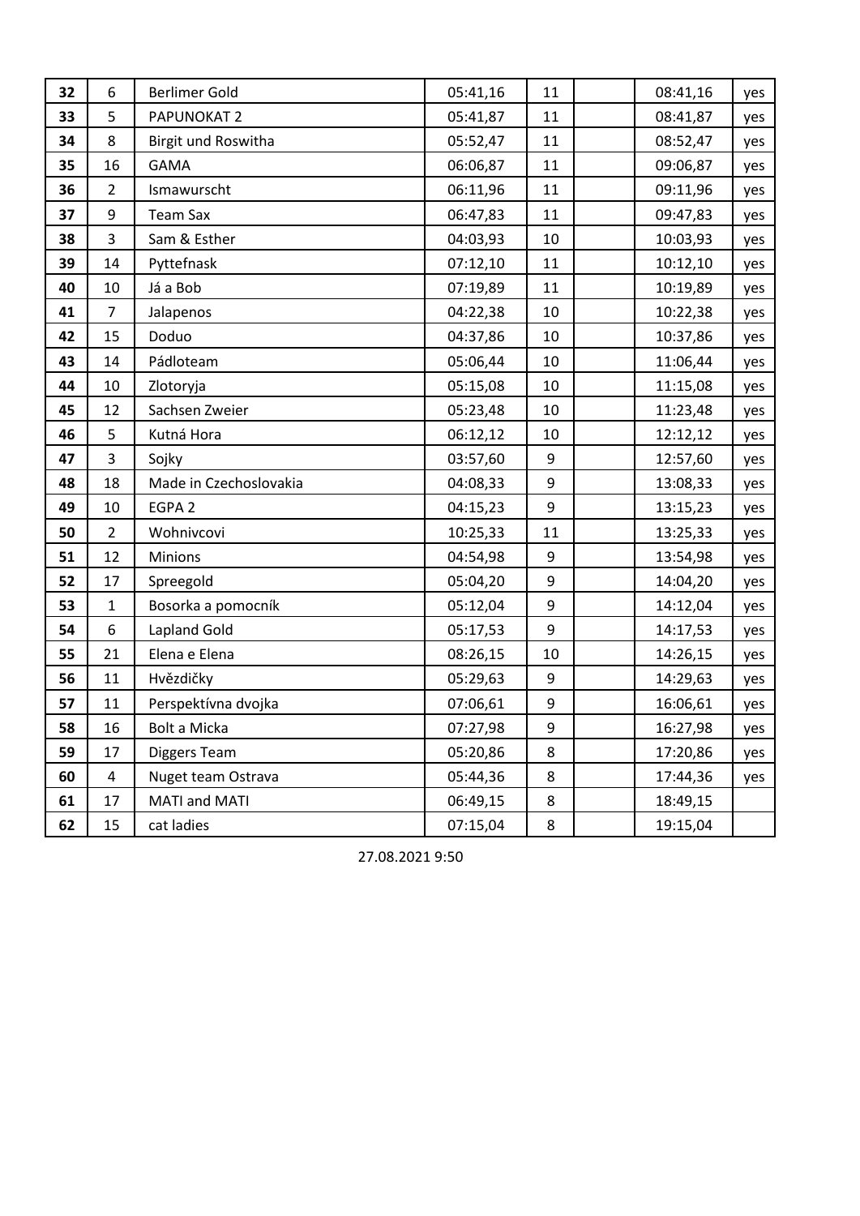| | | | | | | | |
|---|---|---|---|---|---|---|---|
| **32** | 6 | Berlimer Gold | 05:41,16 | 11 | | 08:41,16 | yes |
| **33** | 5 | PAPUNOKAT 2 | 05:41,87 | 11 | | 08:41,87 | yes |
| **34** | 8 | Birgit und Roswitha | 05:52,47 | 11 | | 08:52,47 | yes |
| **35** | 16 | GAMA | 06:06,87 | 11 | | 09:06,87 | yes |
| **36** | 2 | Ismawurscht | 06:11,96 | 11 | | 09:11,96 | yes |
| **37** | 9 | Team Sax | 06:47,83 | 11 | | 09:47,83 | yes |
| **38** | 3 | Sam & Esther | 04:03,93 | 10 | | 10:03,93 | yes |
| **39** | 14 | Pyttefnask | 07:12,10 | 11 | | 10:12,10 | yes |
| **40** | 10 | Já a Bob | 07:19,89 | 11 | | 10:19,89 | yes |
| **41** | 7 | Jalapenos | 04:22,38 | 10 | | 10:22,38 | yes |
| **42** | 15 | Doduo | 04:37,86 | 10 | | 10:37,86 | yes |
| **43** | 14 | Pádloteam | 05:06,44 | 10 | | 11:06,44 | yes |
| **44** | 10 | Zlotoryja | 05:15,08 | 10 | | 11:15,08 | yes |
| **45** | 12 | Sachsen Zweier | 05:23,48 | 10 | | 11:23,48 | yes |
| **46** | 5 | Kutná Hora | 06:12,12 | 10 | | 12:12,12 | yes |
| **47** | 3 | Sojky | 03:57,60 | 9 | | 12:57,60 | yes |
| **48** | 18 | Made in Czechoslovakia | 04:08,33 | 9 | | 13:08,33 | yes |
| **49** | 10 | EGPA 2 | 04:15,23 | 9 | | 13:15,23 | yes |
| **50** | 2 | Wohnivcovi | 10:25,33 | 11 | | 13:25,33 | yes |
| **51** | 12 | Minions | 04:54,98 | 9 | | 13:54,98 | yes |
| **52** | 17 | Spreegold | 05:04,20 | 9 | | 14:04,20 | yes |
| **53** | 1 | Bosorka a pomocník | 05:12,04 | 9 | | 14:12,04 | yes |
| **54** | 6 | Lapland Gold | 05:17,53 | 9 | | 14:17,53 | yes |
| **55** | 21 | Elena e Elena | 08:26,15 | 10 | | 14:26,15 | yes |
| **56** | 11 | Hvězdičky | 05:29,63 | 9 | | 14:29,63 | yes |
| **57** | 11 | Perspektívna dvojka | 07:06,61 | 9 | | 16:06,61 | yes |
| **58** | 16 | Bolt a Micka | 07:27,98 | 9 | | 16:27,98 | yes |
| **59** | 17 | Diggers Team | 05:20,86 | 8 | | 17:20,86 | yes |
| **60** | 4 | Nuget team Ostrava | 05:44,36 | 8 | | 17:44,36 | yes |
| **61** | 17 | MATI and MATI | 06:49,15 | 8 | | 18:49,15 | |
| **62** | 15 | cat ladies | 07:15,04 | 8 | | 19:15,04 | |

27.08.2021 9:50